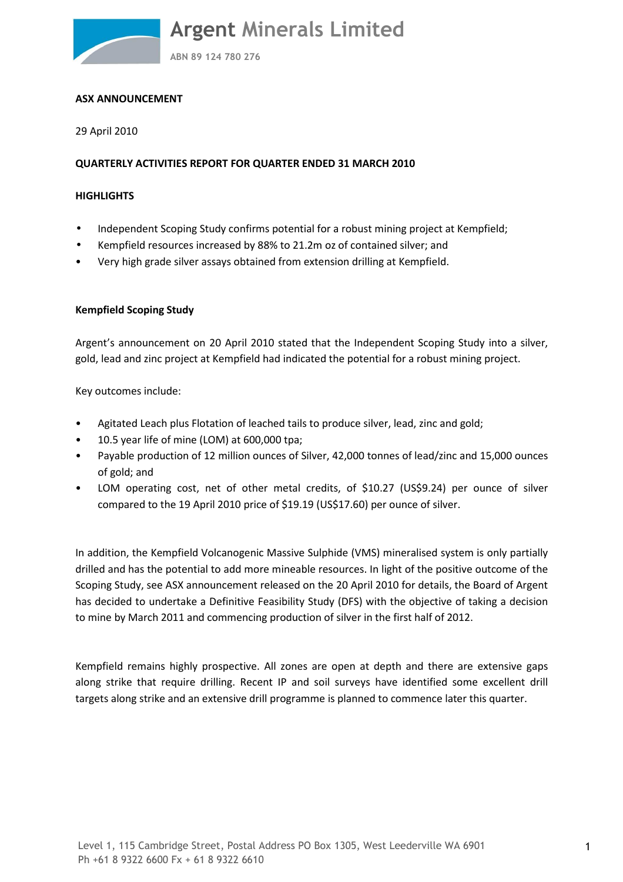# Argent Minerals Limited

ABN 89 124 780 276

**ASX ANNOUNCEMENT**

29 April 2010

**QUARTERLY ACTIVITIES REPORT FOR QUARTER ENDED 31 MARCH 2010**

**HIGHLIGHTS**

- Independent Scoping Study confirms potential for a robust mining project at Kempfield;
- Kempfield resources increased by 88% to 21.2m oz of contained silver; and
- Very high grade silver assays obtained from extension drilling at Kempfield.

**Kempfield Scoping Study**

Argent's announcement on 20 April 2010 stated that the Independent Scoping Study into a silver, gold, lead and zinc project at Kempfield had indicated the potential for a robust mining project.

Key outcomes include:

- Agitated Leach plus Flotation of leached tails to produce silver, lead, zinc and gold;
- 10.5 year life of mine (LOM) at 600,000 tpa;
- Payable production of 12 million ounces of Silver, 42,000 tonnes of lead/zinc and 15,000 ounces of gold; and
- LOM operating cost, net of other metal credits, of $10.27 (US$9.24) per ounce of silver compared to the 19 April 2010 price of $19.19 (US$17.60) per ounce of silver.

In addition, the Kempfield Volcanogenic Massive Sulphide (VMS) mineralised system is only partially drilled and has the potential to add more mineable resources. In light of the positive outcome of the Scoping Study, see ASX announcement released on the 20 April 2010 for details, the Board of Argent has decided to undertake a Definitive Feasibility Study (DFS) with the objective of taking a decision to mine by March 2011 and commencing production of silver in the first half of 2012.

Kempfield remains highly prospective. All zones are open at depth and there are extensive gaps along strike that require drilling. Recent IP and soil surveys have identified some excellent drill targets along strike and an extensive drill programme is planned to commence later this quarter.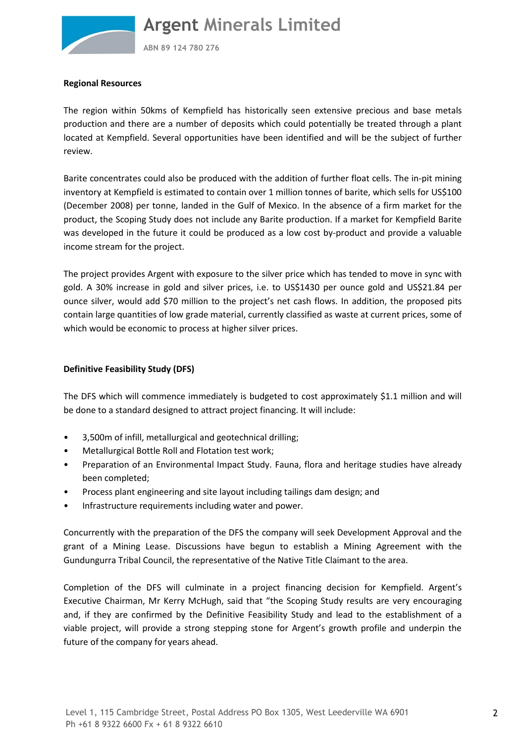**Regional Resources**

The region within 50kms of Kempfield has historically seen extensive precious and base metals production and there are a number of deposits which could potentially be treated through a plant located at Kempfield. Several opportunities have been identified and will be the subject of further review.

Barite concentrates could also be produced with the addition of further float cells. The in-pit mining inventory at Kempfield is estimated to contain over 1 million tonnes of barite, which sells for US$100 (December 2008) per tonne, landed in the Gulf of Mexico. In the absence of a firm market for the product, the Scoping Study does not include any Barite production. If a market for Kempfield Barite was developed in the future it could be produced as a low cost by-product and provide a valuable income stream for the project.

The project provides Argent with exposure to the silver price which has tended to move in sync with gold. A 30% increase in gold and silver prices, i.e. to US$1430 per ounce gold and US$21.84 per ounce silver, would add $70 million to the project's net cash flows. In addition, the proposed pits contain large quantities of low grade material, currently classified as waste at current prices, some of which would be economic to process at higher silver prices.

**Definitive Feasibility Study (DFS)**

The DFS which will commence immediately is budgeted to cost approximately $1.1 million and will be done to a standard designed to attract project financing. It will include:

- 3,500m of infill, metallurgical and geotechnical drilling;
- Metallurgical Bottle Roll and Flotation test work;
- Preparation of an Environmental Impact Study. Fauna, flora and heritage studies have already been completed;
- Process plant engineering and site layout including tailings dam design; and
- Infrastructure requirements including water and power.

Concurrently with the preparation of the DFS the company will seek Development Approval and the grant of a Mining Lease. Discussions have begun to establish a Mining Agreement with the Gundungurra Tribal Council, the representative of the Native Title Claimant to the area.

Completion of the DFS will culminate in a project financing decision for Kempfield. Argent's Executive Chairman, Mr Kerry McHugh, said that "the Scoping Study results are very encouraging and, if they are confirmed by the Definitive Feasibility Study and lead to the establishment of a viable project, will provide a strong stepping stone for Argent's growth profile and underpin the future of the company for years ahead.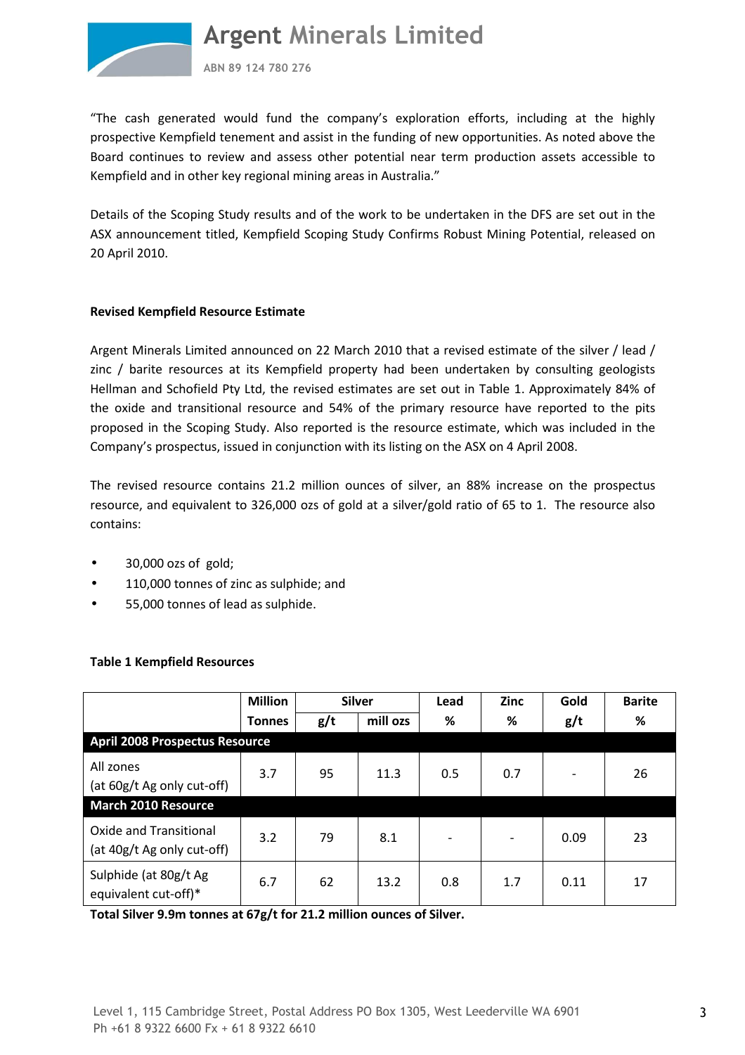"The cash generated would fund the company's exploration efforts, including at the highly prospective Kempfield tenement and assist in the funding of new opportunities. As noted above the Board continues to review and assess other potential near term production assets accessible to Kempfield and in other key regional mining areas in Australia."

Details of the Scoping Study results and of the work to be undertaken in the DFS are set out in the ASX announcement titled, Kempfield Scoping Study Confirms Robust Mining Potential, released on 20 April 2010.

**Revised Kempfield Resource Estimate**

Argent Minerals Limited announced on 22 March 2010 that a revised estimate of the silver / lead / zinc / barite resources at its Kempfield property had been undertaken by consulting geologists Hellman and Schofield Pty Ltd, the revised estimates are set out in Table 1. Approximately 84% of the oxide and transitional resource and 54% of the primary resource have reported to the pits proposed in the Scoping Study. Also reported is the resource estimate, which was included in the Company's prospectus, issued in conjunction with its listing on the ASX on 4 April 2008.

The revised resource contains 21.2 million ounces of silver, an 88% increase on the prospectus resource, and equivalent to 326,000 ozs of gold at a silver/gold ratio of 65 to 1. The resource also contains:

- 30,000 ozs of gold;
- 110,000 tonnes of zinc as sulphide; and
- 55,000 tonnes of lead as sulphide.

**Table 1 Kempfield Resources**

| | Million | Silver | | Lead | Zinc | Gold | Barite |
|---|---|---|---|---|---|---|---|
| | Tonnes | g/t | mill ozs | % | % | g/t | % |
| **April 2008 Prospectus Resource** | | | | | | | |
| All zones (at 60g/t Ag only cut-off) | 3.7 | 95 | 11.3 | 0.5 | 0.7 | - | 26 |
| **March 2010 Resource** | | | | | | | |
| Oxide and Transitional (at 40g/t Ag only cut-off) | 3.2 | 79 | 8.1 | - | - | 0.09 | 23 |
| Sulphide (at 80g/t Ag equivalent cut-off)* | 6.7 | 62 | 13.2 | 0.8 | 1.7 | 0.11 | 17 |

**Total Silver 9.9m tonnes at 67g/t for 21.2 million ounces of Silver.**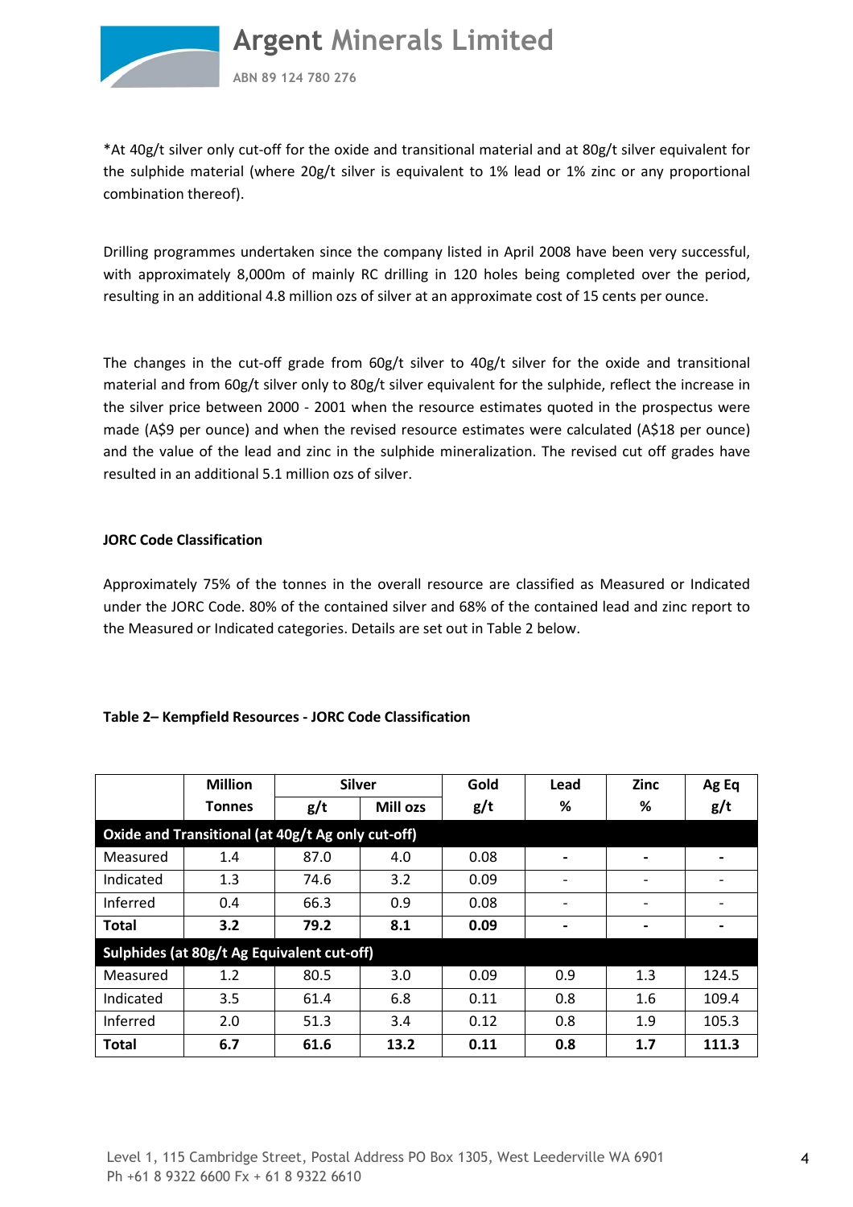*At 40g/t silver only cut-off for the oxide and transitional material and at 80g/t silver equivalent for the sulphide material (where 20g/t silver is equivalent to 1% lead or 1% zinc or any proportional combination thereof).

Drilling programmes undertaken since the company listed in April 2008 have been very successful, with approximately 8,000m of mainly RC drilling in 120 holes being completed over the period, resulting in an additional 4.8 million ozs of silver at an approximate cost of 15 cents per ounce.

The changes in the cut-off grade from 60g/t silver to 40g/t silver for the oxide and transitional material and from 60g/t silver only to 80g/t silver equivalent for the sulphide, reflect the increase in the silver price between 2000 - 2001 when the resource estimates quoted in the prospectus were made (A$9 per ounce) and when the revised resource estimates were calculated (A$18 per ounce) and the value of the lead and zinc in the sulphide mineralization. The revised cut off grades have resulted in an additional 5.1 million ozs of silver.

**JORC Code Classification**

Approximately 75% of the tonnes in the overall resource are classified as Measured or Indicated under the JORC Code. 80% of the contained silver and 68% of the contained lead and zinc report to the Measured or Indicated categories. Details are set out in Table 2 below.

**Table 2– Kempfield Resources - JORC Code Classification**

| | Million | Silver | | Gold | Lead | Zinc | Ag Eq |
|---|---|---|---|---|---|---|---|
| | Tonnes | g/t | Mill ozs | g/t | % | % | g/t |
| **Oxide and Transitional (at 40g/t Ag only cut-off)** | | | | | | | |
| Measured | 1.4 | 87.0 | 4.0 | 0.08 | - | - | - |
| Indicated | 1.3 | 74.6 | 3.2 | 0.09 | - | - | - |
| Inferred | 0.4 | 66.3 | 0.9 | 0.08 | - | - | - |
| **Total** | **3.2** | **79.2** | **8.1** | **0.09** | - | - | - |
| **Sulphides (at 80g/t Ag Equivalent cut-off)** | | | | | | | |
| Measured | 1.2 | 80.5 | 3.0 | 0.09 | 0.9 | 1.3 | 124.5 |
| Indicated | 3.5 | 61.4 | 6.8 | 0.11 | 0.8 | 1.6 | 109.4 |
| Inferred | 2.0 | 51.3 | 3.4 | 0.12 | 0.8 | 1.9 | 105.3 |
| **Total** | **6.7** | **61.6** | **13.2** | **0.11** | **0.8** | **1.7** | **111.3** |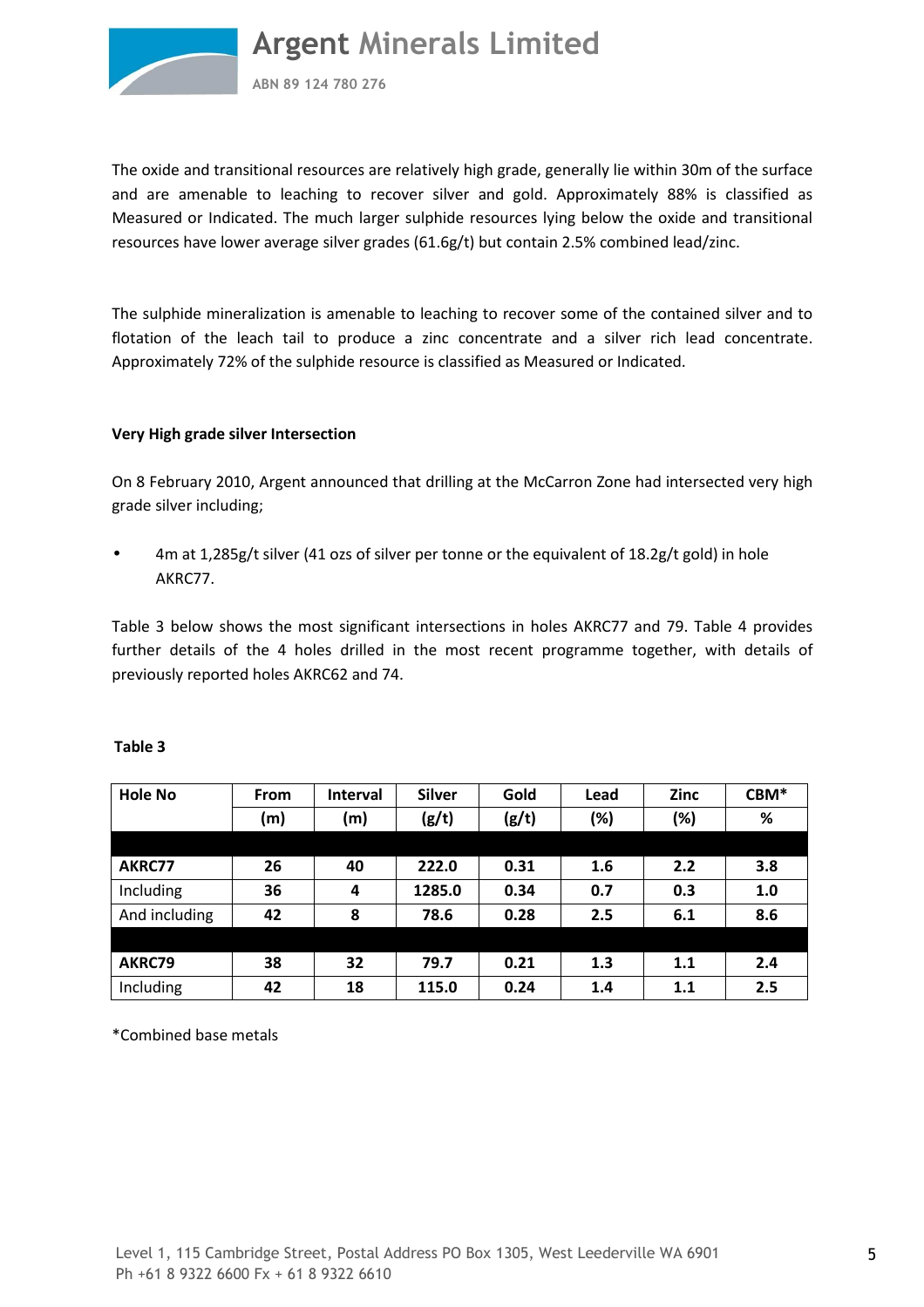The oxide and transitional resources are relatively high grade, generally lie within 30m of the surface and are amenable to leaching to recover silver and gold. Approximately 88% is classified as Measured or Indicated. The much larger sulphide resources lying below the oxide and transitional resources have lower average silver grades (61.6g/t) but contain 2.5% combined lead/zinc.

The sulphide mineralization is amenable to leaching to recover some of the contained silver and to flotation of the leach tail to produce a zinc concentrate and a silver rich lead concentrate. Approximately 72% of the sulphide resource is classified as Measured or Indicated.

**Very High grade silver Intersection**

On 8 February 2010, Argent announced that drilling at the McCarron Zone had intersected very high grade silver including;

- 4m at 1,285g/t silver (41 ozs of silver per tonne or the equivalent of 18.2g/t gold) in hole AKRC77.

Table 3 below shows the most significant intersections in holes AKRC77 and 79. Table 4 provides further details of the 4 holes drilled in the most recent programme together, with details of previously reported holes AKRC62 and 74.

**Table 3**

| Hole No | From | Interval | Silver | Gold | Lead | Zinc | CBM* |
|---|---|---|---|---|---|---|---|
| | (m) | (m) | (g/t) | (g/t) | (%) | (%) | % |
| | | | | | | | |
| **AKRC77** | **26** | **40** | **222.0** | **0.31** | **1.6** | **2.2** | **3.8** |
| Including | **36** | **4** | **1285.0** | **0.34** | **0.7** | **0.3** | **1.0** |
| And including | **42** | **8** | **78.6** | **0.28** | **2.5** | **6.1** | **8.6** |
| | | | | | | | |
| **AKRC79** | **38** | **32** | **79.7** | **0.21** | **1.3** | **1.1** | **2.4** |
| Including | **42** | **18** | **115.0** | **0.24** | **1.4** | **1.1** | **2.5** |

*Combined base metals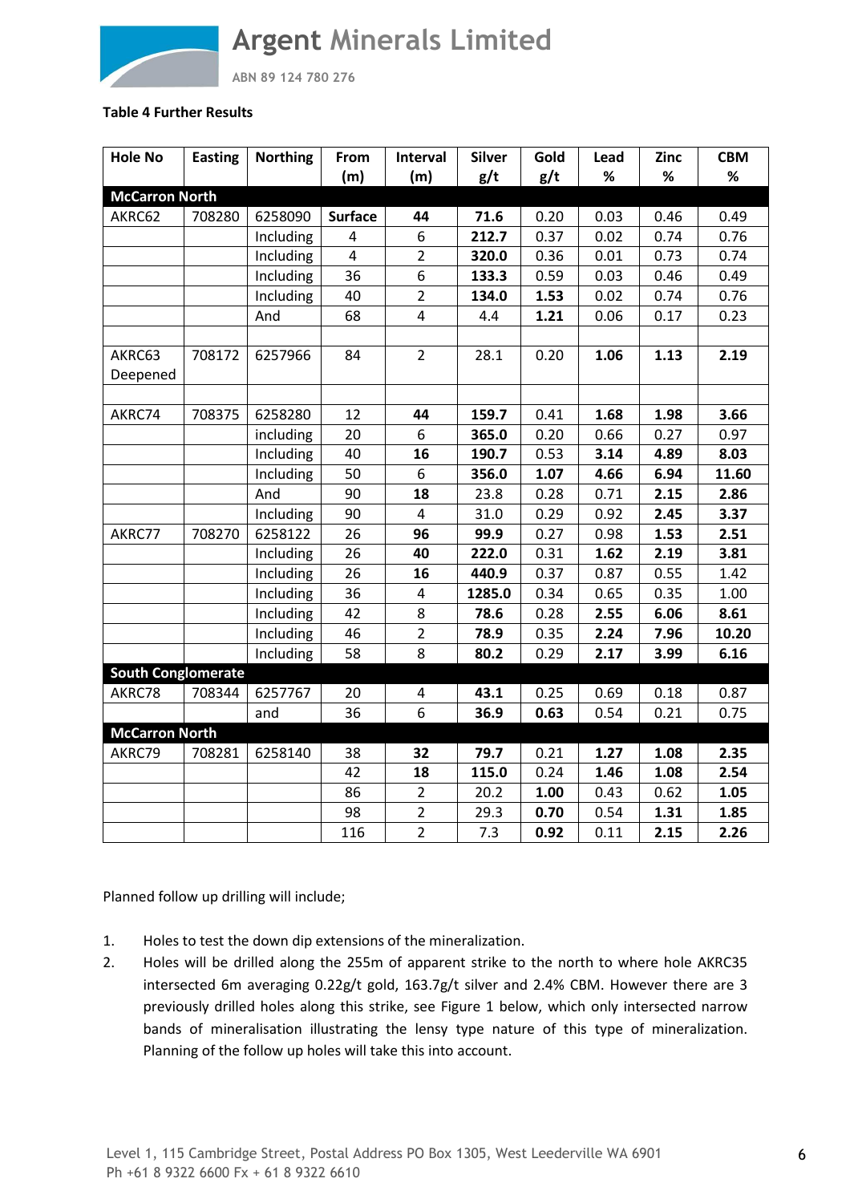**Table 4 Further Results**

| Hole No | Easting | Northing | From (m) | Interval (m) | Silver g/t | Gold g/t | Lead % | Zinc % | CBM % |
|---|---|---|---|---|---|---|---|---|---|
| **McCarron North** | | | | | | | | | |
| AKRC62 | 708280 | 6258090 | **Surface** | **44** | **71.6** | 0.20 | 0.03 | 0.46 | 0.49 |
| | | Including | 4 | 6 | **212.7** | 0.37 | 0.02 | 0.74 | 0.76 |
| | | Including | 4 | 2 | **320.0** | 0.36 | 0.01 | 0.73 | 0.74 |
| | | Including | 36 | 6 | **133.3** | 0.59 | 0.03 | 0.46 | 0.49 |
| | | Including | 40 | 2 | **134.0** | **1.53** | 0.02 | 0.74 | 0.76 |
| | | And | 68 | 4 | 4.4 | **1.21** | 0.06 | 0.17 | 0.23 |
| | | | | | | | | | |
| AKRC63 Deepened | 708172 | 6257966 | 84 | 2 | 28.1 | 0.20 | **1.06** | **1.13** | **2.19** |
| | | | | | | | | | |
| AKRC74 | 708375 | 6258280 | 12 | **44** | **159.7** | 0.41 | **1.68** | **1.98** | **3.66** |
| | | including | 20 | 6 | **365.0** | 0.20 | 0.66 | 0.27 | 0.97 |
| | | Including | 40 | **16** | **190.7** | 0.53 | **3.14** | **4.89** | **8.03** |
| | | Including | 50 | 6 | **356.0** | **1.07** | **4.66** | **6.94** | **11.60** |
| | | And | 90 | **18** | 23.8 | 0.28 | 0.71 | **2.15** | **2.86** |
| | | Including | 90 | 4 | 31.0 | 0.29 | 0.92 | **2.45** | **3.37** |
| AKRC77 | 708270 | 6258122 | 26 | **96** | **99.9** | 0.27 | 0.98 | **1.53** | **2.51** |
| | | Including | 26 | **40** | **222.0** | 0.31 | **1.62** | **2.19** | **3.81** |
| | | Including | 26 | **16** | **440.9** | 0.37 | 0.87 | 0.55 | 1.42 |
| | | Including | 36 | 4 | **1285.0** | 0.34 | 0.65 | 0.35 | 1.00 |
| | | Including | 42 | 8 | **78.6** | 0.28 | **2.55** | **6.06** | **8.61** |
| | | Including | 46 | 2 | **78.9** | 0.35 | **2.24** | **7.96** | **10.20** |
| | | Including | 58 | 8 | **80.2** | 0.29 | **2.17** | **3.99** | **6.16** |
| **South Conglomerate** | | | | | | | | | |
| AKRC78 | 708344 | 6257767 | 20 | 4 | **43.1** | 0.25 | 0.69 | 0.18 | 0.87 |
| | | and | 36 | 6 | **36.9** | **0.63** | 0.54 | 0.21 | 0.75 |
| **McCarron North** | | | | | | | | | |
| AKRC79 | 708281 | 6258140 | 38 | **32** | **79.7** | 0.21 | **1.27** | **1.08** | **2.35** |
| | | | 42 | **18** | **115.0** | 0.24 | **1.46** | **1.08** | **2.54** |
| | | | 86 | 2 | 20.2 | **1.00** | 0.43 | 0.62 | **1.05** |
| | | | 98 | 2 | 29.3 | **0.70** | 0.54 | **1.31** | **1.85** |
| | | | 116 | 2 | 7.3 | **0.92** | 0.11 | **2.15** | **2.26** |

Planned follow up drilling will include;

1. Holes to test the down dip extensions of the mineralization.
2. Holes will be drilled along the 255m of apparent strike to the north to where hole AKRC35 intersected 6m averaging 0.22g/t gold, 163.7g/t silver and 2.4% CBM. However there are 3 previously drilled holes along this strike, see Figure 1 below, which only intersected narrow bands of mineralisation illustrating the lensy type nature of this type of mineralization. Planning of the follow up holes will take this into account.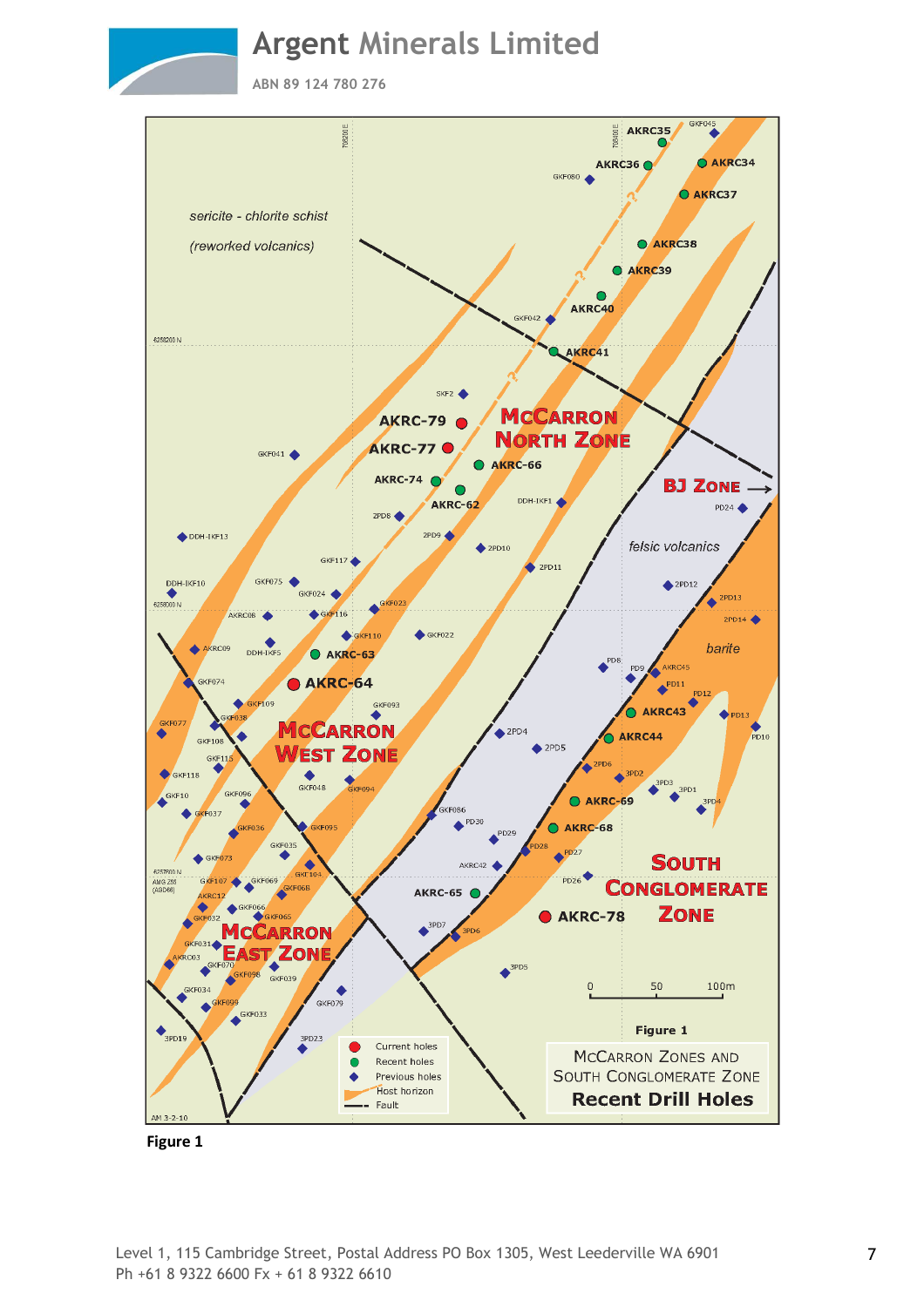Figure 1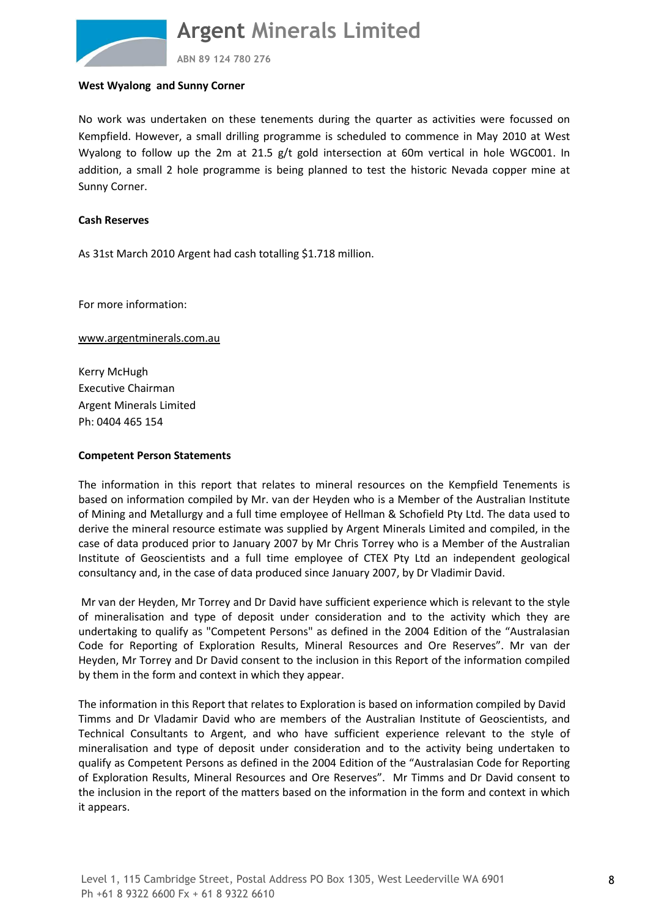**West Wyalong and Sunny Corner**

No work was undertaken on these tenements during the quarter as activities were focussed on Kempfield. However, a small drilling programme is scheduled to commence in May 2010 at West Wyalong to follow up the 2m at 21.5 g/t gold intersection at 60m vertical in hole WGC001. In addition, a small 2 hole programme is being planned to test the historic Nevada copper mine at Sunny Corner.

**Cash Reserves**

As 31st March 2010 Argent had cash totalling $1.718 million.

For more information:

www.argentminerals.com.au

Kerry McHugh
Executive Chairman
Argent Minerals Limited
Ph: 0404 465 154

**Competent Person Statements**

The information in this report that relates to mineral resources on the Kempfield Tenements is based on information compiled by Mr. van der Heyden who is a Member of the Australian Institute of Mining and Metallurgy and a full time employee of Hellman & Schofield Pty Ltd. The data used to derive the mineral resource estimate was supplied by Argent Minerals Limited and compiled, in the case of data produced prior to January 2007 by Mr Chris Torrey who is a Member of the Australian Institute of Geoscientists and a full time employee of CTEX Pty Ltd an independent geological consultancy and, in the case of data produced since January 2007, by Dr Vladimir David.

Mr van der Heyden, Mr Torrey and Dr David have sufficient experience which is relevant to the style of mineralisation and type of deposit under consideration and to the activity which they are undertaking to qualify as "Competent Persons" as defined in the 2004 Edition of the "Australasian Code for Reporting of Exploration Results, Mineral Resources and Ore Reserves". Mr van der Heyden, Mr Torrey and Dr David consent to the inclusion in this Report of the information compiled by them in the form and context in which they appear.

The information in this Report that relates to Exploration is based on information compiled by David Timms and Dr Vladamir David who are members of the Australian Institute of Geoscientists, and Technical Consultants to Argent, and who have sufficient experience relevant to the style of mineralisation and type of deposit under consideration and to the activity being undertaken to qualify as Competent Persons as defined in the 2004 Edition of the "Australasian Code for Reporting of Exploration Results, Mineral Resources and Ore Reserves". Mr Timms and Dr David consent to the inclusion in the report of the matters based on the information in the form and context in which it appears.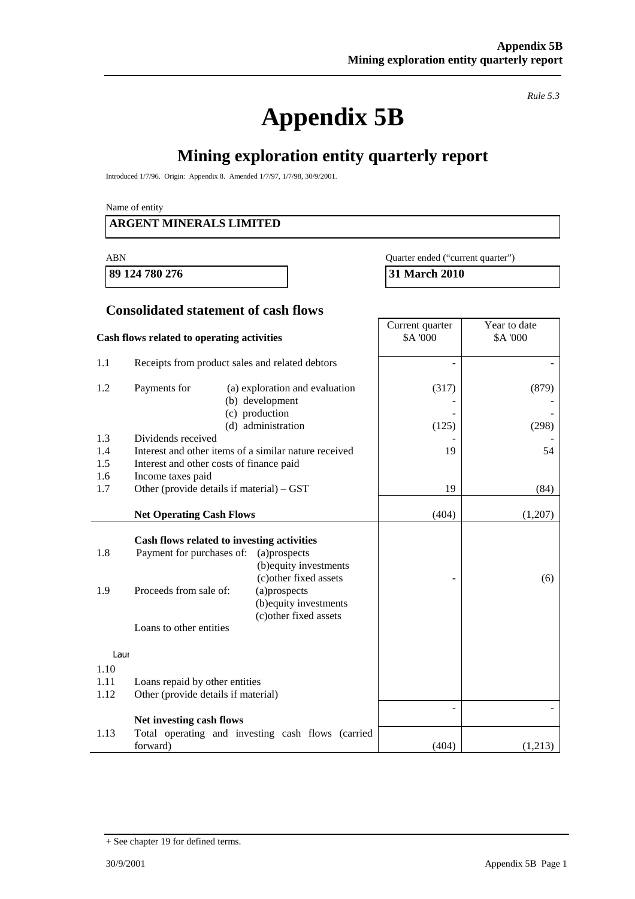*Rule 5.3*

# Appendix 5B

## Mining exploration entity quarterly report

Introduced 1/7/96. Origin: Appendix 8. Amended 1/7/97, 1/7/98, 30/9/2001.

Name of entity

**ARGENT MINERALS LIMITED**

| ABN | Quarter ended ("current quarter") |
|---|---|
| **89 124 780 276** | **31 March 2010** |

### Consolidated statement of cash flows

| | Cash flows related to operating activities | Current quarter $A '000 | Year to date $A '000 |
|---|---|---|---|
| 1.1 | Receipts from product sales and related debtors | - | - |
| 1.2 | Payments for (a) exploration and evaluation | (317) | (879) |
| | (b) development | - | - |
| | (c) production | - | - |
| | (d) administration | (125) | (298) |
| 1.3 | Dividends received | - | - |
| 1.4 | Interest and other items of a similar nature received | 19 | 54 |
| 1.5 | Interest and other costs of finance paid | | |
| 1.6 | Income taxes paid | | |
| 1.7 | Other (provide details if material) – GST | 19 | (84) |
| | **Net Operating Cash Flows** | (404) | (1,207) |
| | **Cash flows related to investing activities** | | |
| 1.8 | Payment for purchases of: (a)prospects | | |
| | (b)equity investments | | |
| | (c)other fixed assets | - | (6) |
| 1.9 | Proceeds from sale of: (a)prospects | | |
| | (b)equity investments | | |
| | (c)other fixed assets | | |
| | Loans to other entities | | |
| | Laun | | |
| 1.10 | | | |
| 1.11 | Loans repaid by other entities | | |
| 1.12 | Other (provide details if material) | | |
| | **Net investing cash flows** | - | - |
| 1.13 | Total operating and investing cash flows (carried forward) | (404) | (1,213) |

+ See chapter 19 for defined terms.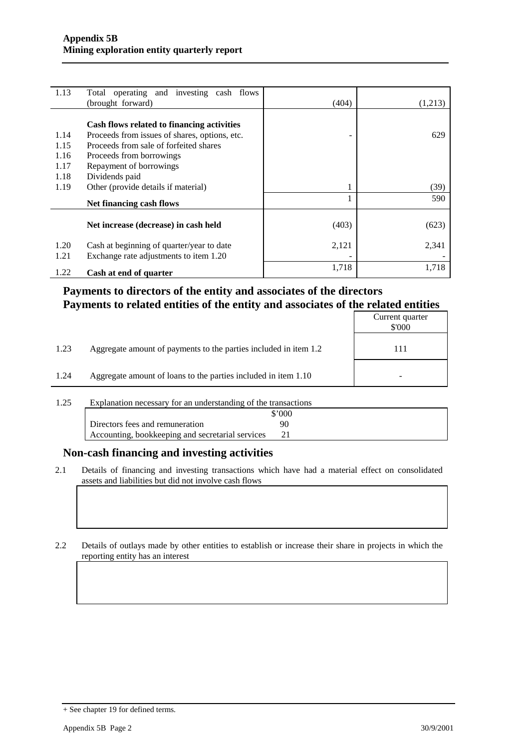| | | | |
|---|---|---|---|
| 1.13 | Total operating and investing cash flows (brought forward) | (404) | (1,213) |
| | **Cash flows related to financing activities** | | |
| 1.14 | Proceeds from issues of shares, options, etc. | - | 629 |
| 1.15 | Proceeds from sale of forfeited shares | | |
| 1.16 | Proceeds from borrowings | | |
| 1.17 | Repayment of borrowings | | |
| 1.18 | Dividends paid | | |
| 1.19 | Other (provide details if material) | 1 | (39) |
| | **Net financing cash flows** | 1 | 590 |
| | **Net increase (decrease) in cash held** | (403) | (623) |
| 1.20 | Cash at beginning of quarter/year to date | 2,121 | 2,341 |
| 1.21 | Exchange rate adjustments to item 1.20 | - | - |
| 1.22 | **Cash at end of quarter** | 1,718 | 1,718 |

## Payments to directors of the entity and associates of the directors
## Payments to related entities of the entity and associates of the related entities

| | | Current quarter $'000 |
|---|---|---|
| 1.23 | Aggregate amount of payments to the parties included in item 1.2 | 111 |
| 1.24 | Aggregate amount of loans to the parties included in item 1.10 | - |

1.25 Explanation necessary for an understanding of the transactions

| | $'000 |
|---|---|
| Directors fees and remuneration | 90 |
| Accounting, bookkeeping and secretarial services | 21 |

## Non-cash financing and investing activities

2.1 Details of financing and investing transactions which have had a material effect on consolidated assets and liabilities but did not involve cash flows

2.2 Details of outlays made by other entities to establish or increase their share in projects in which the reporting entity has an interest

+ See chapter 19 for defined terms.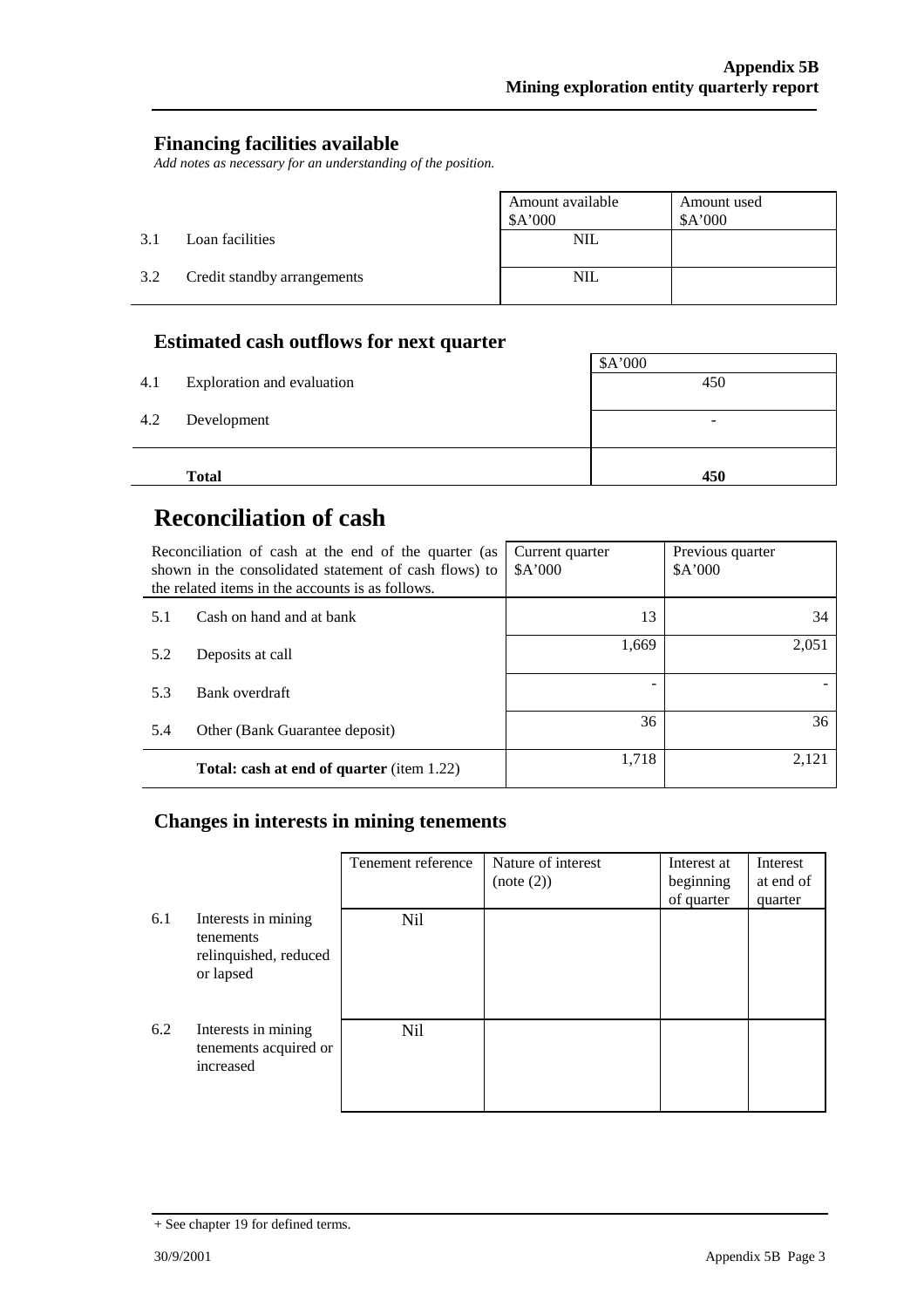## Financing facilities available

*Add notes as necessary for an understanding of the position.*

| | | Amount available $A'000 | Amount used $A'000 |
|---|---|---|---|
| 3.1 | Loan facilities | NIL | |
| 3.2 | Credit standby arrangements | NIL | |

## Estimated cash outflows for next quarter

| | | $A'000 |
|---|---|---|
| 4.1 | Exploration and evaluation | 450 |
| 4.2 | Development | - |
| | **Total** | **450** |

# Reconciliation of cash

| Reconciliation of cash at the end of the quarter (as shown in the consolidated statement of cash flows) to the related items in the accounts is as follows. | | Current quarter $A'000 | Previous quarter $A'000 |
|---|---|---|---|
| 5.1 | Cash on hand and at bank | 13 | 34 |
| 5.2 | Deposits at call | 1,669 | 2,051 |
| 5.3 | Bank overdraft | - | - |
| 5.4 | Other (Bank Guarantee deposit) | 36 | 36 |
| | **Total: cash at end of quarter** (item 1.22) | 1,718 | 2,121 |

## Changes in interests in mining tenements

| | | Tenement reference | Nature of interest (note (2)) | Interest at beginning of quarter | Interest at end of quarter |
|---|---|---|---|---|---|
| 6.1 | Interests in mining tenements relinquished, reduced or lapsed | Nil | | | |
| 6.2 | Interests in mining tenements acquired or increased | Nil | | | |

+ See chapter 19 for defined terms.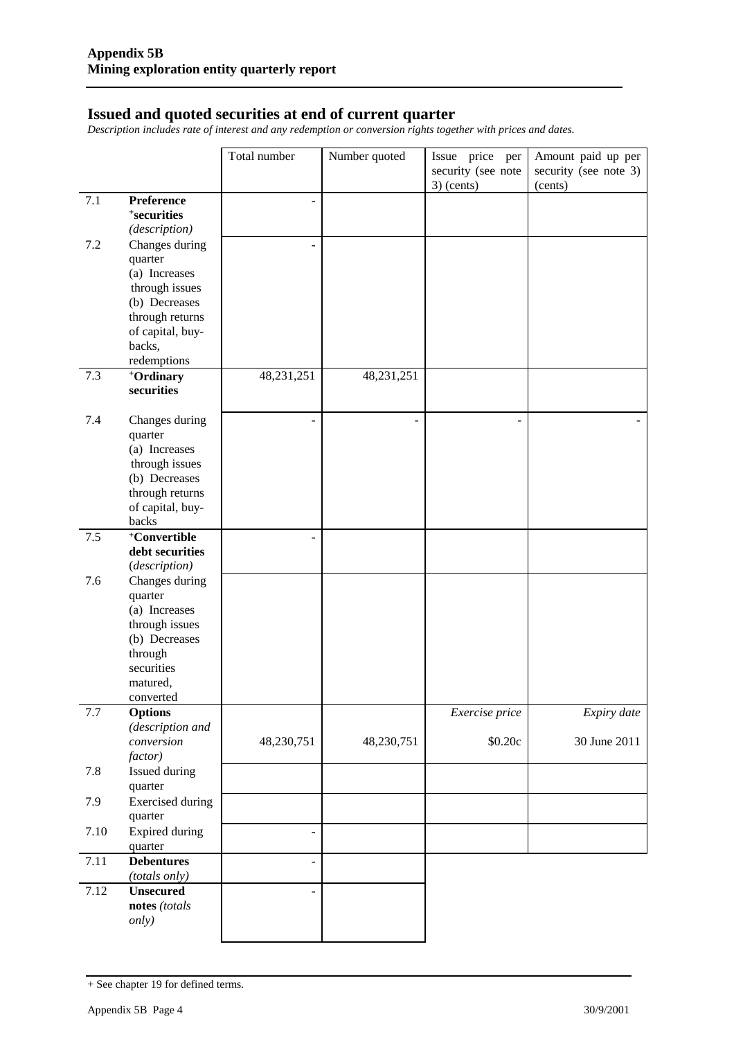## Issued and quoted securities at end of current quarter

*Description includes rate of interest and any redemption or conversion rights together with prices and dates.*

| | | Total number | Number quoted | Issue price per security (see note 3) (cents) | Amount paid up per security (see note 3) (cents) |
|---|---|---|---|---|---|
| 7.1 | **Preference +securities** *(description)* | - | | | |
| 7.2 | Changes during quarter (a) Increases through issues (b) Decreases through returns of capital, buy-backs, redemptions | - | | | |
| 7.3 | **+Ordinary securities** | 48,231,251 | 48,231,251 | | |
| 7.4 | Changes during quarter (a) Increases through issues (b) Decreases through returns of capital, buy-backs | - | - | - | - |
| 7.5 | **+Convertible debt securities** *(description)* | - | | | |
| 7.6 | Changes during quarter (a) Increases through issues (b) Decreases through securities matured, converted | | | | |
| 7.7 | **Options** *(description and conversion factor)* | 48,230,751 | 48,230,751 | *Exercise price* $0.20c | *Expiry date* 30 June 2011 |
| 7.8 | Issued during quarter | | | | |
| 7.9 | Exercised during quarter | | | | |
| 7.10 | Expired during quarter | - | | | |
| 7.11 | **Debentures** *(totals only)* | - | | | |
| 7.12 | **Unsecured notes** *(totals only)* | - | | | |

+ See chapter 19 for defined terms.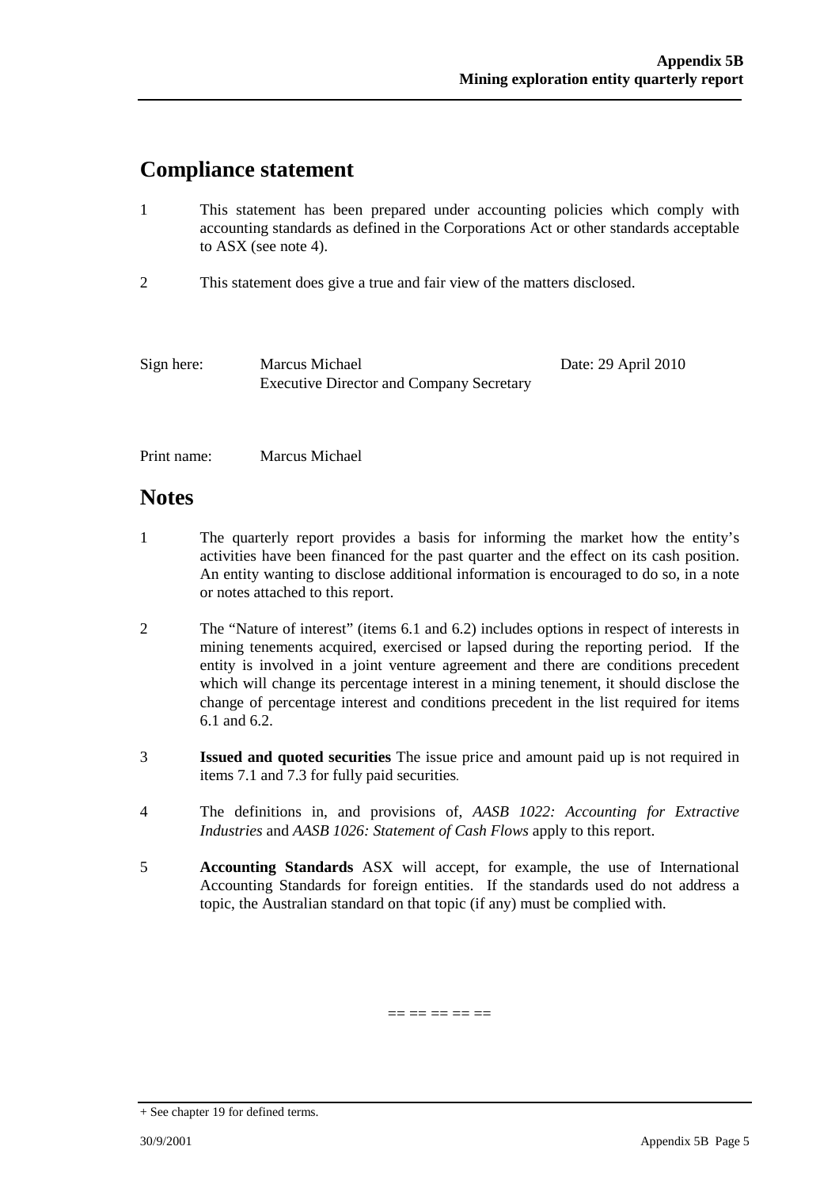## Compliance statement

1 This statement has been prepared under accounting policies which comply with accounting standards as defined in the Corporations Act or other standards acceptable to ASX (see note 4).

2 This statement does give a true and fair view of the matters disclosed.

Sign here: Marcus Michael Date: 29 April 2010
Executive Director and Company Secretary

Print name: Marcus Michael

## Notes

1 The quarterly report provides a basis for informing the market how the entity's activities have been financed for the past quarter and the effect on its cash position. An entity wanting to disclose additional information is encouraged to do so, in a note or notes attached to this report.

2 The "Nature of interest" (items 6.1 and 6.2) includes options in respect of interests in mining tenements acquired, exercised or lapsed during the reporting period. If the entity is involved in a joint venture agreement and there are conditions precedent which will change its percentage interest in a mining tenement, it should disclose the change of percentage interest and conditions precedent in the list required for items 6.1 and 6.2.

3 **Issued and quoted securities** The issue price and amount paid up is not required in items 7.1 and 7.3 for fully paid securities.

4 The definitions in, and provisions of, *AASB 1022: Accounting for Extractive Industries* and *AASB 1026: Statement of Cash Flows* apply to this report.

5 **Accounting Standards** ASX will accept, for example, the use of International Accounting Standards for foreign entities. If the standards used do not address a topic, the Australian standard on that topic (if any) must be complied with.

== == == == ==